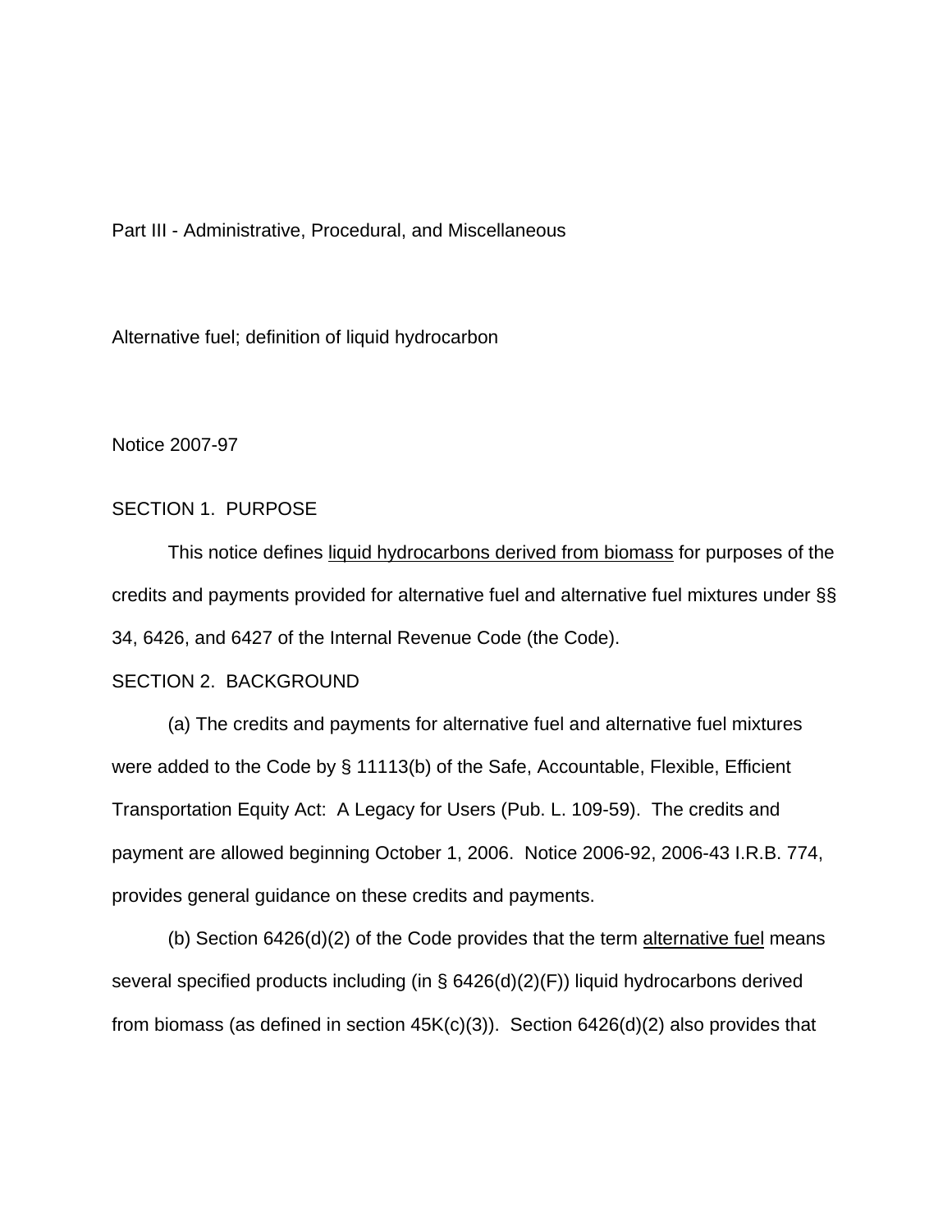Part III - Administrative, Procedural, and Miscellaneous

Alternative fuel; definition of liquid hydrocarbon

Notice 2007-97

## SECTION 1. PURPOSE

This notice defines liquid hydrocarbons derived from biomass for purposes of the credits and payments provided for alternative fuel and alternative fuel mixtures under §§ 34, 6426, and 6427 of the Internal Revenue Code (the Code).

## SECTION 2. BACKGROUND

(a) The credits and payments for alternative fuel and alternative fuel mixtures were added to the Code by § 11113(b) of the Safe, Accountable, Flexible, Efficient Transportation Equity Act: A Legacy for Users (Pub. L. 109-59). The credits and payment are allowed beginning October 1, 2006. Notice 2006-92, 2006-43 I.R.B. 774, provides general guidance on these credits and payments.

(b) Section 6426(d)(2) of the Code provides that the term alternative fuel means several specified products including (in § 6426(d)(2)(F)) liquid hydrocarbons derived from biomass (as defined in section 45K(c)(3)). Section 6426(d)(2) also provides that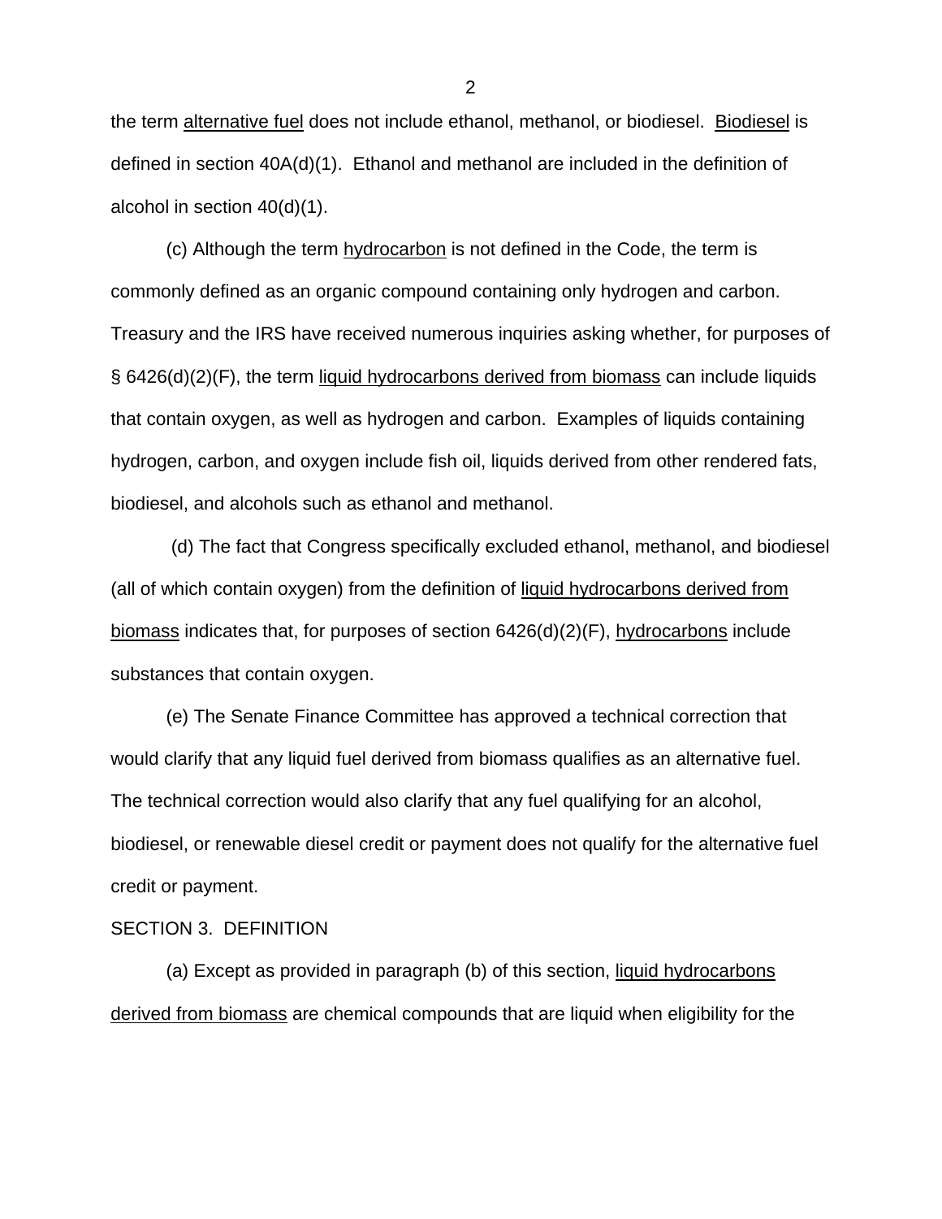the term alternative fuel does not include ethanol, methanol, or biodiesel. Biodiesel is defined in section 40A(d)(1). Ethanol and methanol are included in the definition of alcohol in section 40(d)(1).

(c) Although the term hydrocarbon is not defined in the Code, the term is commonly defined as an organic compound containing only hydrogen and carbon. Treasury and the IRS have received numerous inquiries asking whether, for purposes of § 6426(d)(2)(F), the term liquid hydrocarbons derived from biomass can include liquids that contain oxygen, as well as hydrogen and carbon. Examples of liquids containing hydrogen, carbon, and oxygen include fish oil, liquids derived from other rendered fats, biodiesel, and alcohols such as ethanol and methanol.

(d) The fact that Congress specifically excluded ethanol, methanol, and biodiesel (all of which contain oxygen) from the definition of liquid hydrocarbons derived from biomass indicates that, for purposes of section 6426(d)(2)(F), hydrocarbons include substances that contain oxygen.

(e) The Senate Finance Committee has approved a technical correction that would clarify that any liquid fuel derived from biomass qualifies as an alternative fuel. The technical correction would also clarify that any fuel qualifying for an alcohol, biodiesel, or renewable diesel credit or payment does not qualify for the alternative fuel credit or payment.

SECTION 3. DEFINITION

(a) Except as provided in paragraph (b) of this section, liquid hydrocarbons derived from biomass are chemical compounds that are liquid when eligibility for the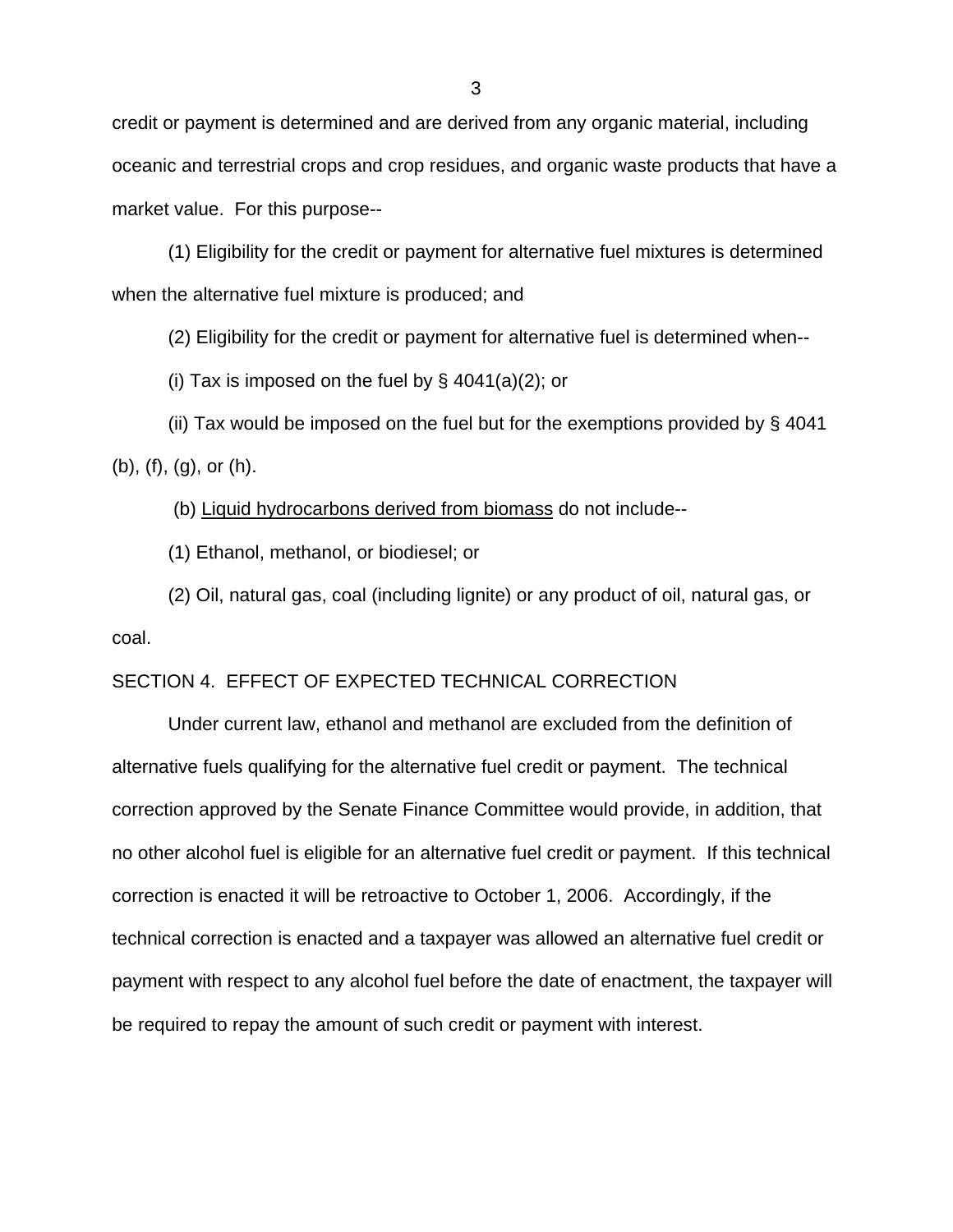credit or payment is determined and are derived from any organic material, including oceanic and terrestrial crops and crop residues, and organic waste products that have a market value. For this purpose--

(1) Eligibility for the credit or payment for alternative fuel mixtures is determined when the alternative fuel mixture is produced; and

(2) Eligibility for the credit or payment for alternative fuel is determined when--

(i) Tax is imposed on the fuel by § 4041(a)(2); or

(ii) Tax would be imposed on the fuel but for the exemptions provided by § 4041 (b), (f), (g), or (h).

(b) <u>Liquid hydrocarbons derived from biomass</u> do not include--

(1) Ethanol, methanol, or biodiesel; or

(2) Oil, natural gas, coal (including lignite) or any product of oil, natural gas, or coal.

SECTION 4. EFFECT OF EXPECTED TECHNICAL CORRECTION

Under current law, ethanol and methanol are excluded from the definition of alternative fuels qualifying for the alternative fuel credit or payment. The technical correction approved by the Senate Finance Committee would provide, in addition, that no other alcohol fuel is eligible for an alternative fuel credit or payment. If this technical correction is enacted it will be retroactive to October 1, 2006. Accordingly, if the technical correction is enacted and a taxpayer was allowed an alternative fuel credit or payment with respect to any alcohol fuel before the date of enactment, the taxpayer will be required to repay the amount of such credit or payment with interest.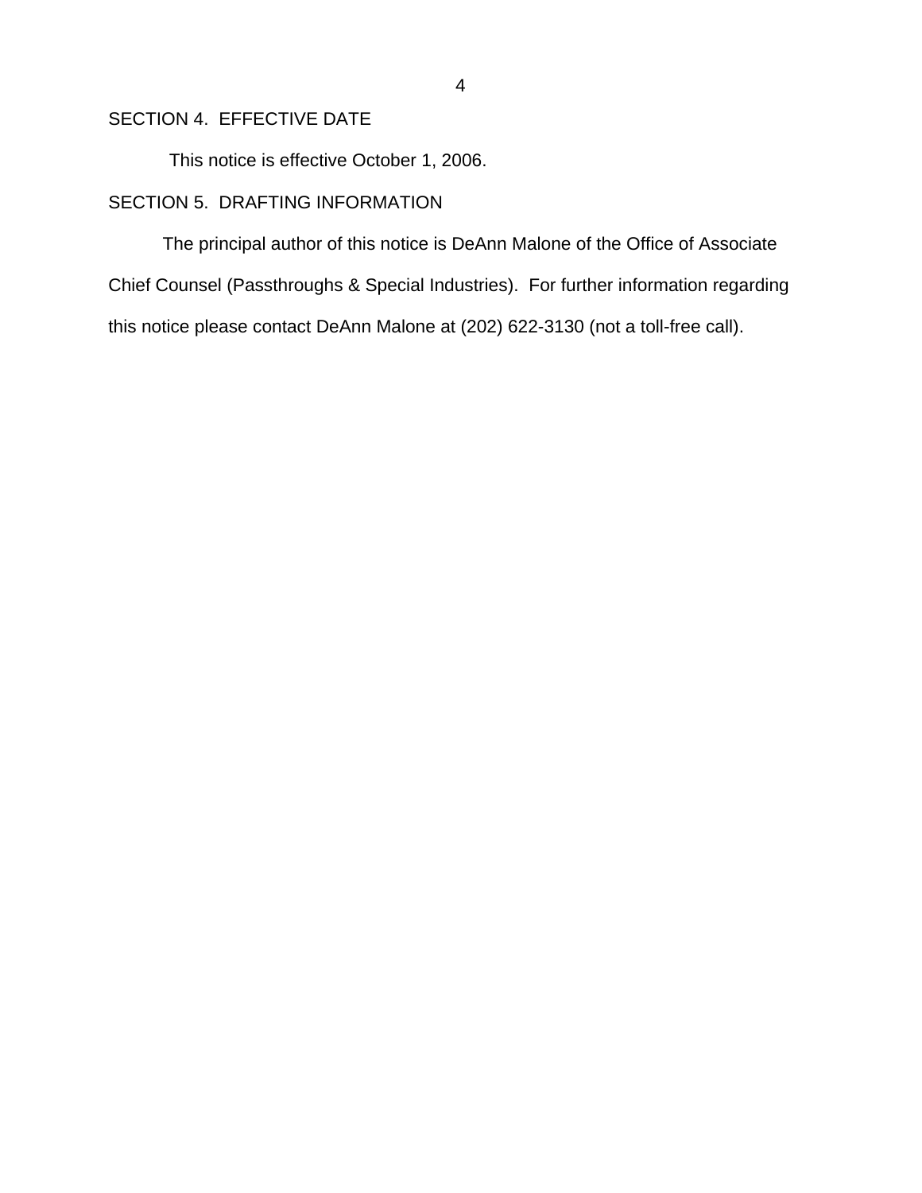## SECTION 4. EFFECTIVE DATE

This notice is effective October 1, 2006.

## SECTION 5. DRAFTING INFORMATION

The principal author of this notice is DeAnn Malone of the Office of Associate Chief Counsel (Passthroughs & Special Industries). For further information regarding this notice please contact DeAnn Malone at (202) 622-3130 (not a toll-free call).